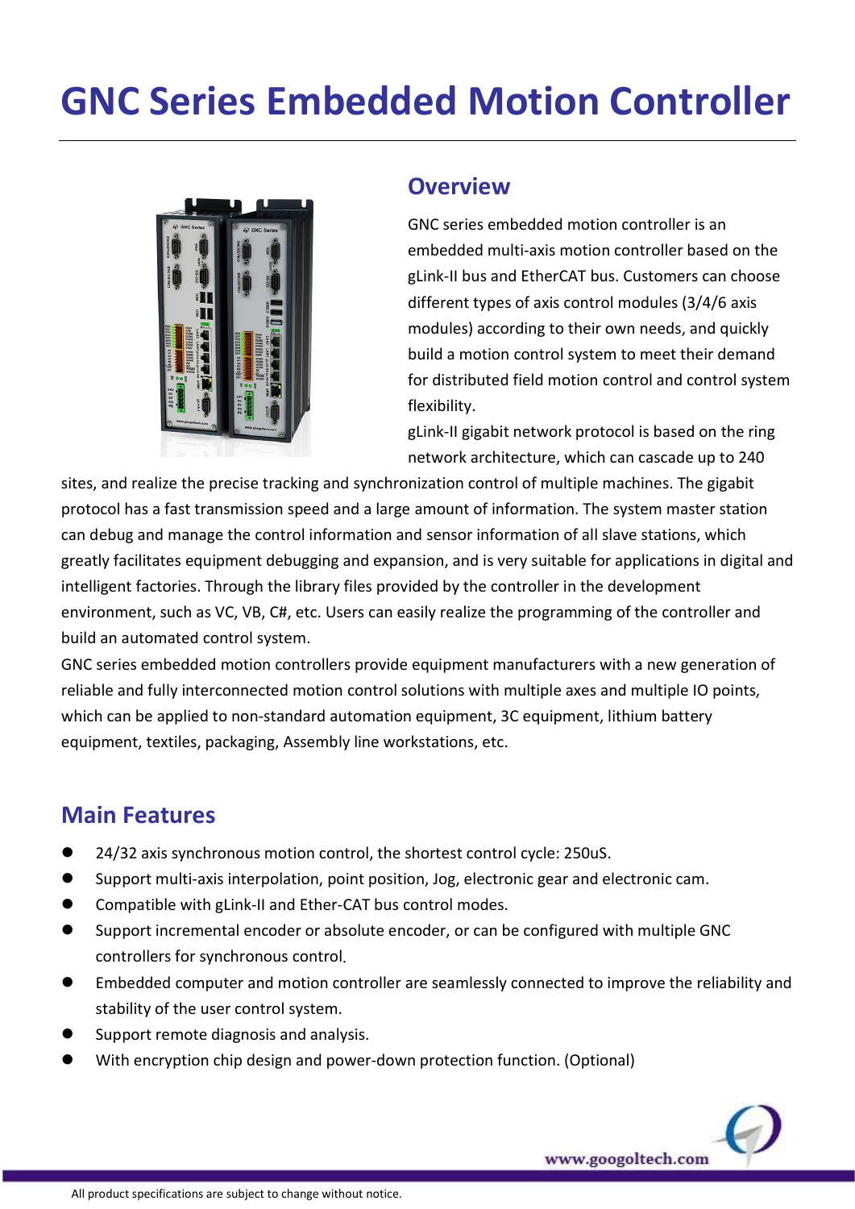# GNC Series Embedded Motion Controller

## Overview

GNC series embedded motion controller is an embedded multi-axis motion controller based on the gLink-II bus and EtherCAT bus. Customers can choose different types of axis control modules (3/4/6 axis modules) according to their own needs, and quickly build a motion control system to meet their demand for distributed field motion control and control system flexibility.

gLink-II gigabit network protocol is based on the ring network architecture, which can cascade up to 240 sites, and realize the precise tracking and synchronization control of multiple machines. The gigabit protocol has a fast transmission speed and a large amount of information. The system master station can debug and manage the control information and sensor information of all slave stations, which greatly facilitates equipment debugging and expansion, and is very suitable for applications in digital and intelligent factories. Through the library files provided by the controller in the development environment, such as VC, VB, C#, etc. Users can easily realize the programming of the controller and build an automated control system.

GNC series embedded motion controllers provide equipment manufacturers with a new generation of reliable and fully interconnected motion control solutions with multiple axes and multiple IO points, which can be applied to non-standard automation equipment, 3C equipment, lithium battery equipment, textiles, packaging, Assembly line workstations, etc.

## Main Features

- 24/32 axis synchronous motion control, the shortest control cycle: 250uS.
- Support multi-axis interpolation, point position, Jog, electronic gear and electronic cam.
- Compatible with gLink-II and Ether-CAT bus control modes.
- Support incremental encoder or absolute encoder, or can be configured with multiple GNC controllers for synchronous control.
- Embedded computer and motion controller are seamlessly connected to improve the reliability and stability of the user control system.
- Support remote diagnosis and analysis.
- With encryption chip design and power-down protection function. (Optional)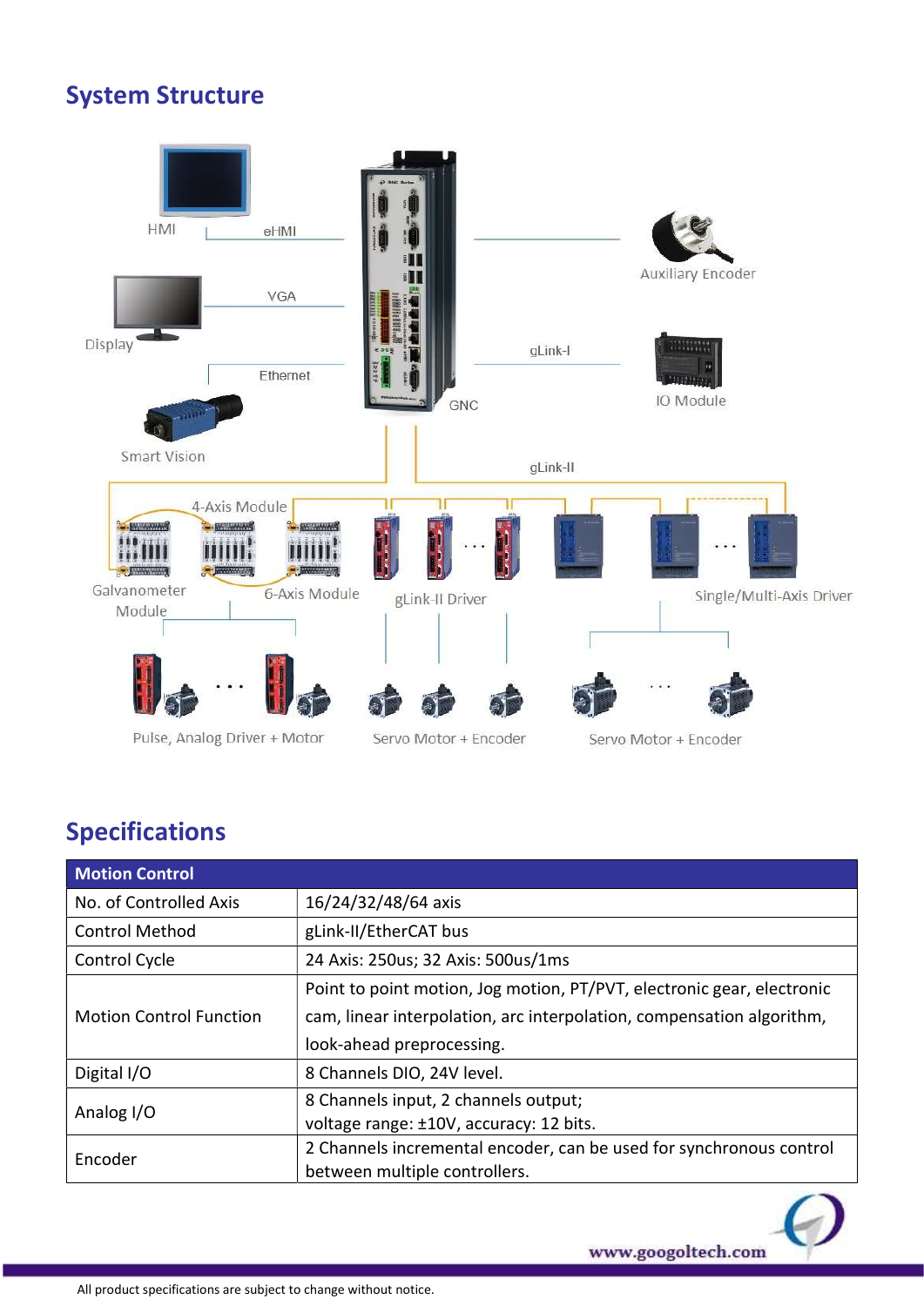## System Structure

## Specifications

| Motion Control | |
|---|---|
| No. of Controlled Axis | 16/24/32/48/64 axis |
| Control Method | gLink-II/EtherCAT bus |
| Control Cycle | 24 Axis: 250us; 32 Axis: 500us/1ms |
| Motion Control Function | Point to point motion, Jog motion, PT/PVT, electronic gear, electronic cam, linear interpolation, arc interpolation, compensation algorithm, look-ahead preprocessing. |
| Digital I/O | 8 Channels DIO, 24V level. |
| Analog I/O | 8 Channels input, 2 channels output;<br>voltage range: ±10V, accuracy: 12 bits. |
| Encoder | 2 Channels incremental encoder, can be used for synchronous control between multiple controllers. |

www.googoltech.com

All product specifications are subject to change without notice.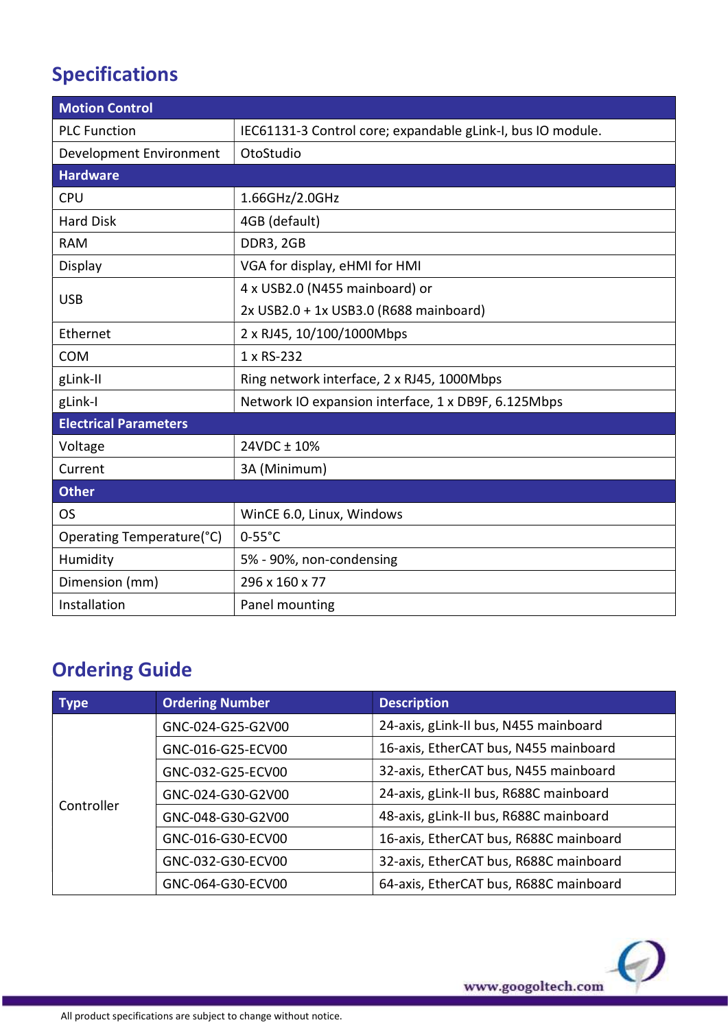## Specifications

| Motion Control | |
|---|---|
| PLC Function | IEC61131-3 Control core; expandable gLink-I, bus IO module. |
| Development Environment | OtoStudio |
| **Hardware** | |
| CPU | 1.66GHz/2.0GHz |
| Hard Disk | 4GB (default) |
| RAM | DDR3, 2GB |
| Display | VGA for display, eHMI for HMI |
| USB | 4 x USB2.0 (N455 mainboard) or<br>2x USB2.0 + 1x USB3.0 (R688 mainboard) |
| Ethernet | 2 x RJ45, 10/100/1000Mbps |
| COM | 1 x RS-232 |
| gLink-II | Ring network interface, 2 x RJ45, 1000Mbps |
| gLink-I | Network IO expansion interface, 1 x DB9F, 6.125Mbps |
| **Electrical Parameters** | |
| Voltage | 24VDC ± 10% |
| Current | 3A (Minimum) |
| **Other** | |
| OS | WinCE 6.0, Linux, Windows |
| Operating Temperature(°C) | 0-55°C |
| Humidity | 5% - 90%, non-condensing |
| Dimension (mm) | 296 x 160 x 77 |
| Installation | Panel mounting |

## Ordering Guide

| Type | Ordering Number | Description |
|---|---|---|
| Controller | GNC-024-G25-G2V00 | 24-axis, gLink-II bus, N455 mainboard |
| | GNC-016-G25-ECV00 | 16-axis, EtherCAT bus, N455 mainboard |
| | GNC-032-G25-ECV00 | 32-axis, EtherCAT bus, N455 mainboard |
| | GNC-024-G30-G2V00 | 24-axis, gLink-II bus, R688C mainboard |
| | GNC-048-G30-G2V00 | 48-axis, gLink-II bus, R688C mainboard |
| | GNC-016-G30-ECV00 | 16-axis, EtherCAT bus, R688C mainboard |
| | GNC-032-G30-ECV00 | 32-axis, EtherCAT bus, R688C mainboard |
| | GNC-064-G30-ECV00 | 64-axis, EtherCAT bus, R688C mainboard |

www.googoltech.com

All product specifications are subject to change without notice.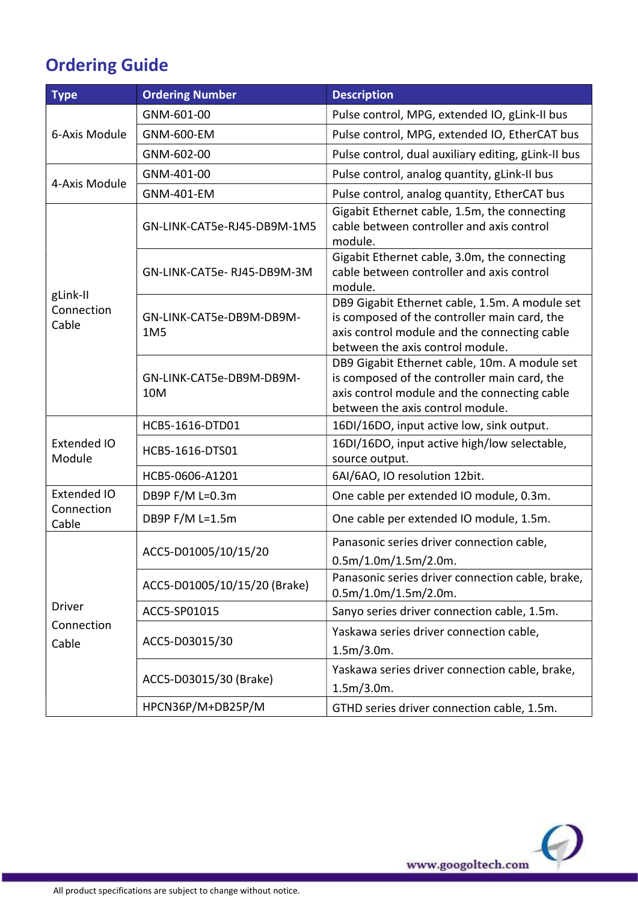## Ordering Guide

| Type | Ordering Number | Description |
|---|---|---|
| 6-Axis Module | GNM-601-00 | Pulse control, MPG, extended IO, gLink-II bus |
| | GNM-600-EM | Pulse control, MPG, extended IO, EtherCAT bus |
| | GNM-602-00 | Pulse control, dual auxiliary editing, gLink-II bus |
| 4-Axis Module | GNM-401-00 | Pulse control, analog quantity, gLink-II bus |
| | GNM-401-EM | Pulse control, analog quantity, EtherCAT bus |
| gLink-II Connection Cable | GN-LINK-CAT5e-RJ45-DB9M-1M5 | Gigabit Ethernet cable, 1.5m, the connecting cable between controller and axis control module. |
| | GN-LINK-CAT5e- RJ45-DB9M-3M | Gigabit Ethernet cable, 3.0m, the connecting cable between controller and axis control module. |
| | GN-LINK-CAT5e-DB9M-DB9M-1M5 | DB9 Gigabit Ethernet cable, 1.5m. A module set is composed of the controller main card, the axis control module and the connecting cable between the axis control module. |
| | GN-LINK-CAT5e-DB9M-DB9M-10M | DB9 Gigabit Ethernet cable, 10m. A module set is composed of the controller main card, the axis control module and the connecting cable between the axis control module. |
| Extended IO Module | HCB5-1616-DTD01 | 16DI/16DO, input active low, sink output. |
| | HCB5-1616-DTS01 | 16DI/16DO, input active high/low selectable, source output. |
| | HCB5-0606-A1201 | 6AI/6AO, IO resolution 12bit. |
| Extended IO Connection Cable | DB9P F/M L=0.3m | One cable per extended IO module, 0.3m. |
| | DB9P F/M L=1.5m | One cable per extended IO module, 1.5m. |
| Driver Connection Cable | ACC5-D01005/10/15/20 | Panasonic series driver connection cable, 0.5m/1.0m/1.5m/2.0m. |
| | ACC5-D01005/10/15/20 (Brake) | Panasonic series driver connection cable, brake, 0.5m/1.0m/1.5m/2.0m. |
| | ACC5-SP01015 | Sanyo series driver connection cable, 1.5m. |
| | ACC5-D03015/30 | Yaskawa series driver connection cable, 1.5m/3.0m. |
| | ACC5-D03015/30 (Brake) | Yaskawa series driver connection cable, brake, 1.5m/3.0m. |
| | HPCN36P/M+DB25P/M | GTHD series driver connection cable, 1.5m. |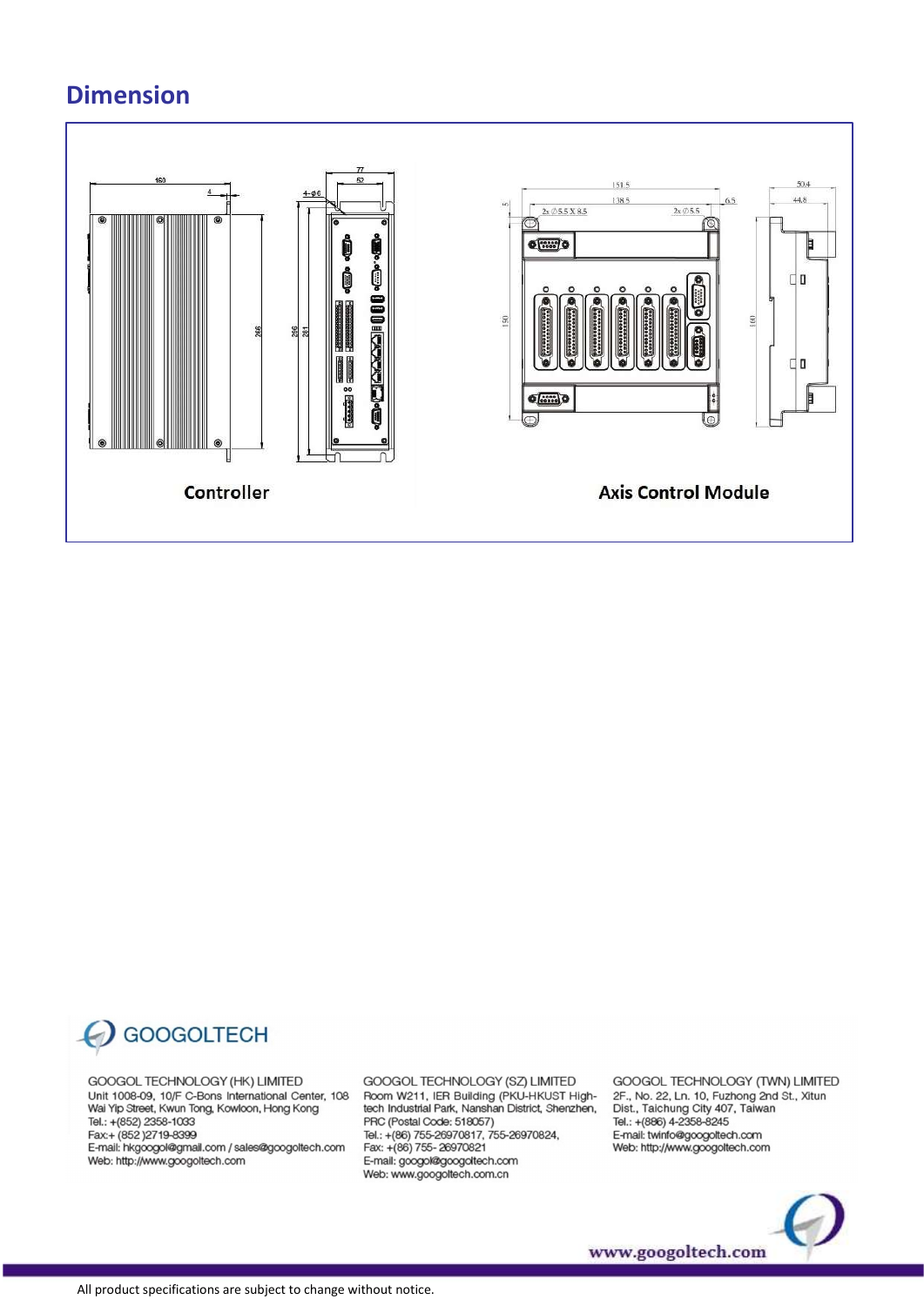## Dimension

160

4

266

77

52

4-φ6

266

281

151.5

138.5

6.5

5

2x ∅5.5 X 8.5

2x ∅5.5

150

160

50.4

44.8

Controller

Axis Control Module

GOOGOLTECH

GOOGOL TECHNOLOGY (HK) LIMITED
Unit 1008-09, 10/F C-Bons International Center, 108 Wai Yip Street, Kwun Tong, Kowloon, Hong Kong
Tel.: +(852) 2358-1033
Fax:+ (852 )2719-8399
E-mail: hkgoogol@gmail.com / sales@googoltech.com
Web: http://www.googoltech.com

GOOGOL TECHNOLOGY (SZ) LIMITED
Room W211, IER Building (PKU-HKUST High-tech Industrial Park, Nanshan District, Shenzhen, PRC (Postal Code: 518057)
Tel.: +(86) 755-26970817, 755-26970824,
Fax: +(86) 755- 26970821
E-mail: googol@googoltech.com
Web: www.googoltech.com.cn

GOOGOL TECHNOLOGY (TWN) LIMITED
2F., No. 22, Ln. 10, Fuzhong 2nd St., Xitun Dist., Taichung City 407, Taiwan
Tel.: +(886) 4-2358-8245
E-mail: twinfo@googoltech.com
Web: http://www.googoltech.com

www.googoltech.com

All product specifications are subject to change without notice.